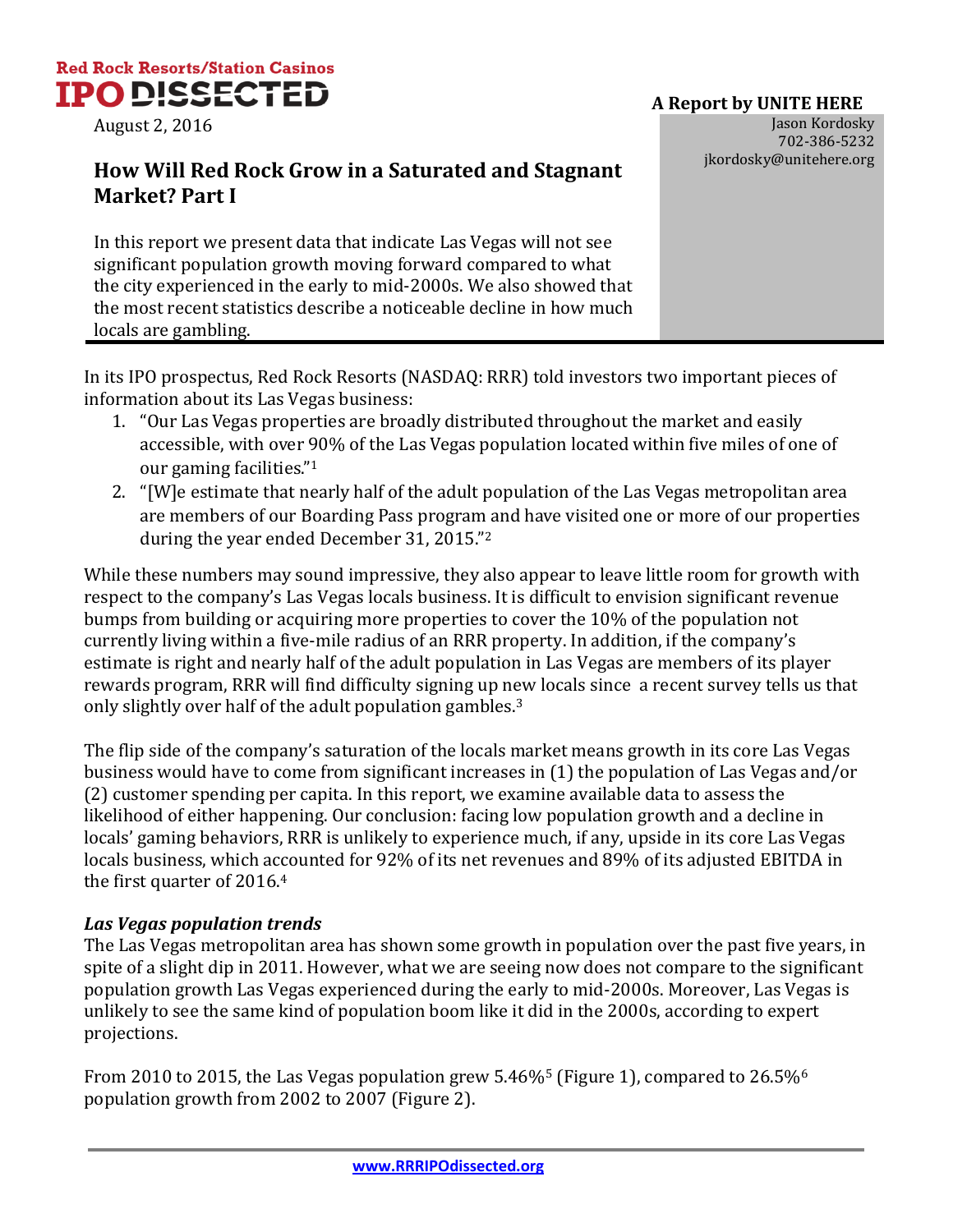**Red Rock Resorts/Station Casinos**
**IPO DISSECTED**

August 2, 2016

**A Report by UNITE HERE**

Jason Kordosky
702-386-5232
jkordosky@unitehere.org

# How Will Red Rock Grow in a Saturated and Stagnant Market? Part I

In this report we present data that indicate Las Vegas will not see significant population growth moving forward compared to what the city experienced in the early to mid-2000s. We also showed that the most recent statistics describe a noticeable decline in how much locals are gambling.

In its IPO prospectus, Red Rock Resorts (NASDAQ: RRR) told investors two important pieces of information about its Las Vegas business:

1. "Our Las Vegas properties are broadly distributed throughout the market and easily accessible, with over 90% of the Las Vegas population located within five miles of one of our gaming facilities."[1]
2. "[W]e estimate that nearly half of the adult population of the Las Vegas metropolitan area are members of our Boarding Pass program and have visited one or more of our properties during the year ended December 31, 2015."[2]

While these numbers may sound impressive, they also appear to leave little room for growth with respect to the company's Las Vegas locals business. It is difficult to envision significant revenue bumps from building or acquiring more properties to cover the 10% of the population not currently living within a five-mile radius of an RRR property. In addition, if the company's estimate is right and nearly half of the adult population in Las Vegas are members of its player rewards program, RRR will find difficulty signing up new locals since a recent survey tells us that only slightly over half of the adult population gambles.[3]

The flip side of the company's saturation of the locals market means growth in its core Las Vegas business would have to come from significant increases in (1) the population of Las Vegas and/or (2) customer spending per capita. In this report, we examine available data to assess the likelihood of either happening. Our conclusion: facing low population growth and a decline in locals' gaming behaviors, RRR is unlikely to experience much, if any, upside in its core Las Vegas locals business, which accounted for 92% of its net revenues and 89% of its adjusted EBITDA in the first quarter of 2016.[4]

### *Las Vegas population trends*

The Las Vegas metropolitan area has shown some growth in population over the past five years, in spite of a slight dip in 2011. However, what we are seeing now does not compare to the significant population growth Las Vegas experienced during the early to mid-2000s. Moreover, Las Vegas is unlikely to see the same kind of population boom like it did in the 2000s, according to expert projections.

From 2010 to 2015, the Las Vegas population grew 5.46%[5] (Figure 1), compared to 26.5%[6] population growth from 2002 to 2007 (Figure 2).

www.RRRIPOdissected.org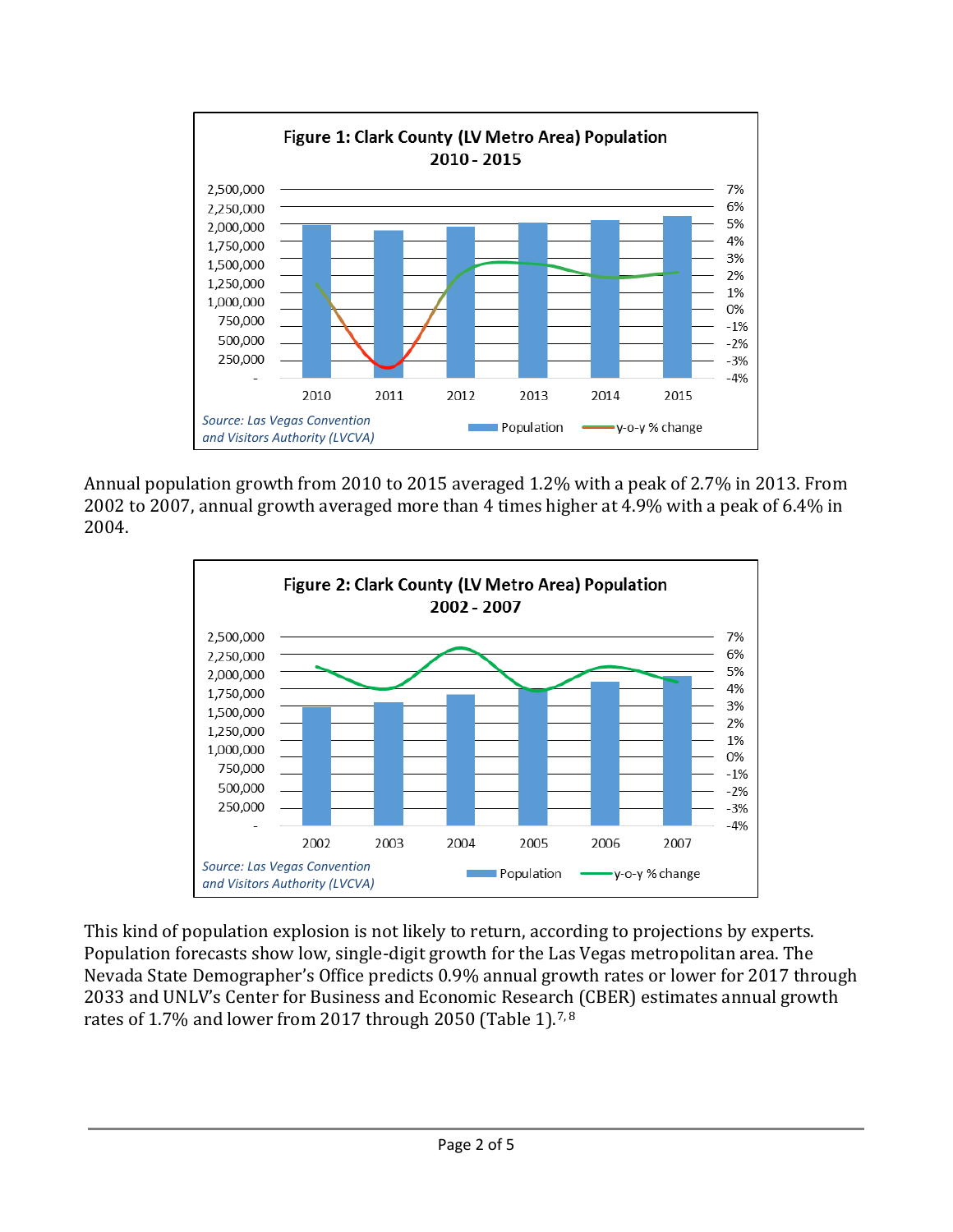Figure 1: Clark County (LV Metro Area) Population
2010 - 2015

2,500,000
2,250,000
2,000,000
1,750,000
1,500,000
1,250,000
1,000,000
750,000
500,000
250,000
-

7%
6%
5%
4%
3%
2%
1%
0%
-1%
-2%
-3%
-4%

2010 2011 2012 2013 2014 2015

Source: Las Vegas Convention and Visitors Authority (LVCVA)

Population
y-o-y % change

Annual population growth from 2010 to 2015 averaged 1.2% with a peak of 2.7% in 2013. From 2002 to 2007, annual growth averaged more than 4 times higher at 4.9% with a peak of 6.4% in 2004.

Figure 2: Clark County (LV Metro Area) Population
2002 - 2007

2,500,000
2,250,000
2,000,000
1,750,000
1,500,000
1,250,000
1,000,000
750,000
500,000
250,000
-

7%
6%
5%
4%
3%
2%
1%
0%
-1%
-2%
-3%
-4%

2002 2003 2004 2005 2006 2007

Source: Las Vegas Convention and Visitors Authority (LVCVA)

Population
y-o-y % change

This kind of population explosion is not likely to return, according to projections by experts. Population forecasts show low, single-digit growth for the Las Vegas metropolitan area. The Nevada State Demographer's Office predicts 0.9% annual growth rates or lower for 2017 through 2033 and UNLV's Center for Business and Economic Research (CBER) estimates annual growth rates of 1.7% and lower from 2017 through 2050 (Table 1).[7, 8]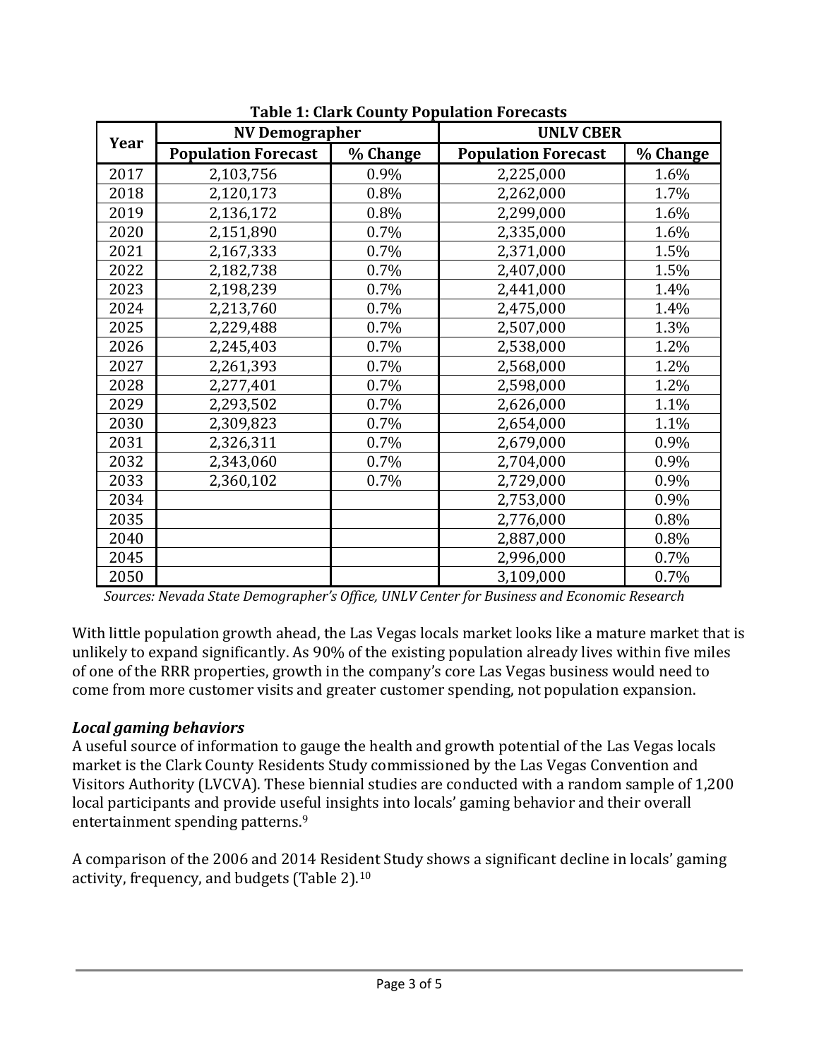**Table 1: Clark County Population Forecasts**

| Year | NV Demographer | | UNLV CBER | |
|---|---|---|---|---|
| | Population Forecast | % Change | Population Forecast | % Change |
| 2017 | 2,103,756 | 0.9% | 2,225,000 | 1.6% |
| 2018 | 2,120,173 | 0.8% | 2,262,000 | 1.7% |
| 2019 | 2,136,172 | 0.8% | 2,299,000 | 1.6% |
| 2020 | 2,151,890 | 0.7% | 2,335,000 | 1.6% |
| 2021 | 2,167,333 | 0.7% | 2,371,000 | 1.5% |
| 2022 | 2,182,738 | 0.7% | 2,407,000 | 1.5% |
| 2023 | 2,198,239 | 0.7% | 2,441,000 | 1.4% |
| 2024 | 2,213,760 | 0.7% | 2,475,000 | 1.4% |
| 2025 | 2,229,488 | 0.7% | 2,507,000 | 1.3% |
| 2026 | 2,245,403 | 0.7% | 2,538,000 | 1.2% |
| 2027 | 2,261,393 | 0.7% | 2,568,000 | 1.2% |
| 2028 | 2,277,401 | 0.7% | 2,598,000 | 1.2% |
| 2029 | 2,293,502 | 0.7% | 2,626,000 | 1.1% |
| 2030 | 2,309,823 | 0.7% | 2,654,000 | 1.1% |
| 2031 | 2,326,311 | 0.7% | 2,679,000 | 0.9% |
| 2032 | 2,343,060 | 0.7% | 2,704,000 | 0.9% |
| 2033 | 2,360,102 | 0.7% | 2,729,000 | 0.9% |
| 2034 | | | 2,753,000 | 0.9% |
| 2035 | | | 2,776,000 | 0.8% |
| 2040 | | | 2,887,000 | 0.8% |
| 2045 | | | 2,996,000 | 0.7% |
| 2050 | | | 3,109,000 | 0.7% |

*Sources: Nevada State Demographer's Office, UNLV Center for Business and Economic Research*

With little population growth ahead, the Las Vegas locals market looks like a mature market that is unlikely to expand significantly. As 90% of the existing population already lives within five miles of one of the RRR properties, growth in the company's core Las Vegas business would need to come from more customer visits and greater customer spending, not population expansion.

### *Local gaming behaviors*

A useful source of information to gauge the health and growth potential of the Las Vegas locals market is the Clark County Residents Study commissioned by the Las Vegas Convention and Visitors Authority (LVCVA). These biennial studies are conducted with a random sample of 1,200 local participants and provide useful insights into locals' gaming behavior and their overall entertainment spending patterns.[9]

A comparison of the 2006 and 2014 Resident Study shows a significant decline in locals' gaming activity, frequency, and budgets (Table 2).[10]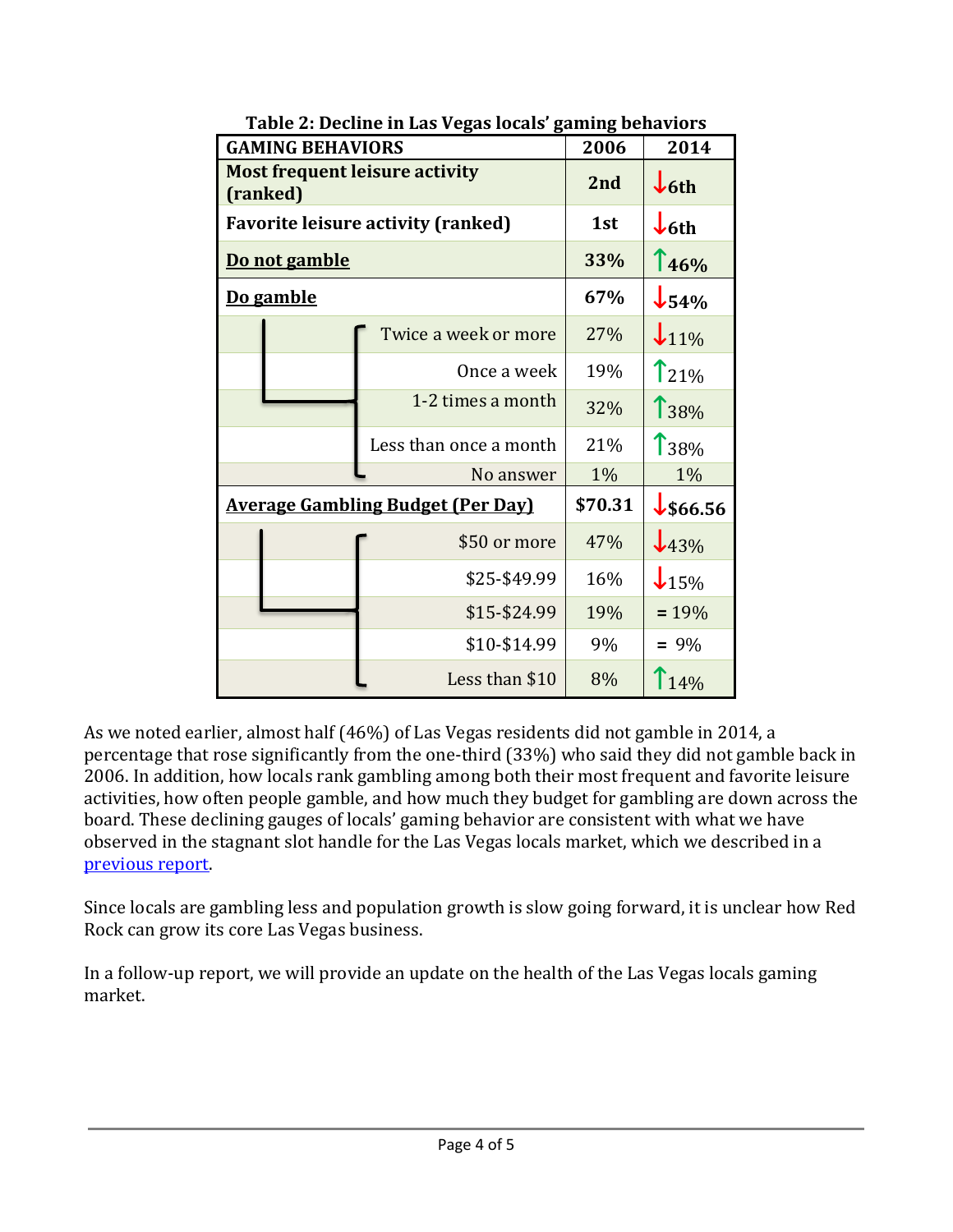**Table 2: Decline in Las Vegas locals' gaming behaviors**

| GAMING BEHAVIORS | 2006 | 2014 |
|---|---|---|
| **Most frequent leisure activity (ranked)** | **2nd** | **↓6th** |
| **Favorite leisure activity (ranked)** | **1st** | **↓6th** |
| **Do not gamble** | **33%** | **↑46%** |
| **Do gamble** | **67%** | **↓54%** |
| Twice a week or more | 27% | ↓11% |
| Once a week | 19% | ↑21% |
| 1-2 times a month | 32% | ↑38% |
| Less than once a month | 21% | ↑38% |
| No answer | 1% | 1% |
| **Average Gambling Budget (Per Day)** | **$70.31** | **↓$66.56** |
| $50 or more | 47% | ↓43% |
| $25-$49.99 | 16% | ↓15% |
| $15-$24.99 | 19% | = 19% |
| $10-$14.99 | 9% | = 9% |
| Less than $10 | 8% | ↑14% |

As we noted earlier, almost half (46%) of Las Vegas residents did not gamble in 2014, a percentage that rose significantly from the one-third (33%) who said they did not gamble back in 2006. In addition, how locals rank gambling among both their most frequent and favorite leisure activities, how often people gamble, and how much they budget for gambling are down across the board. These declining gauges of locals' gaming behavior are consistent with what we have observed in the stagnant slot handle for the Las Vegas locals market, which we described in a previous report.

Since locals are gambling less and population growth is slow going forward, it is unclear how Red Rock can grow its core Las Vegas business.

In a follow-up report, we will provide an update on the health of the Las Vegas locals gaming market.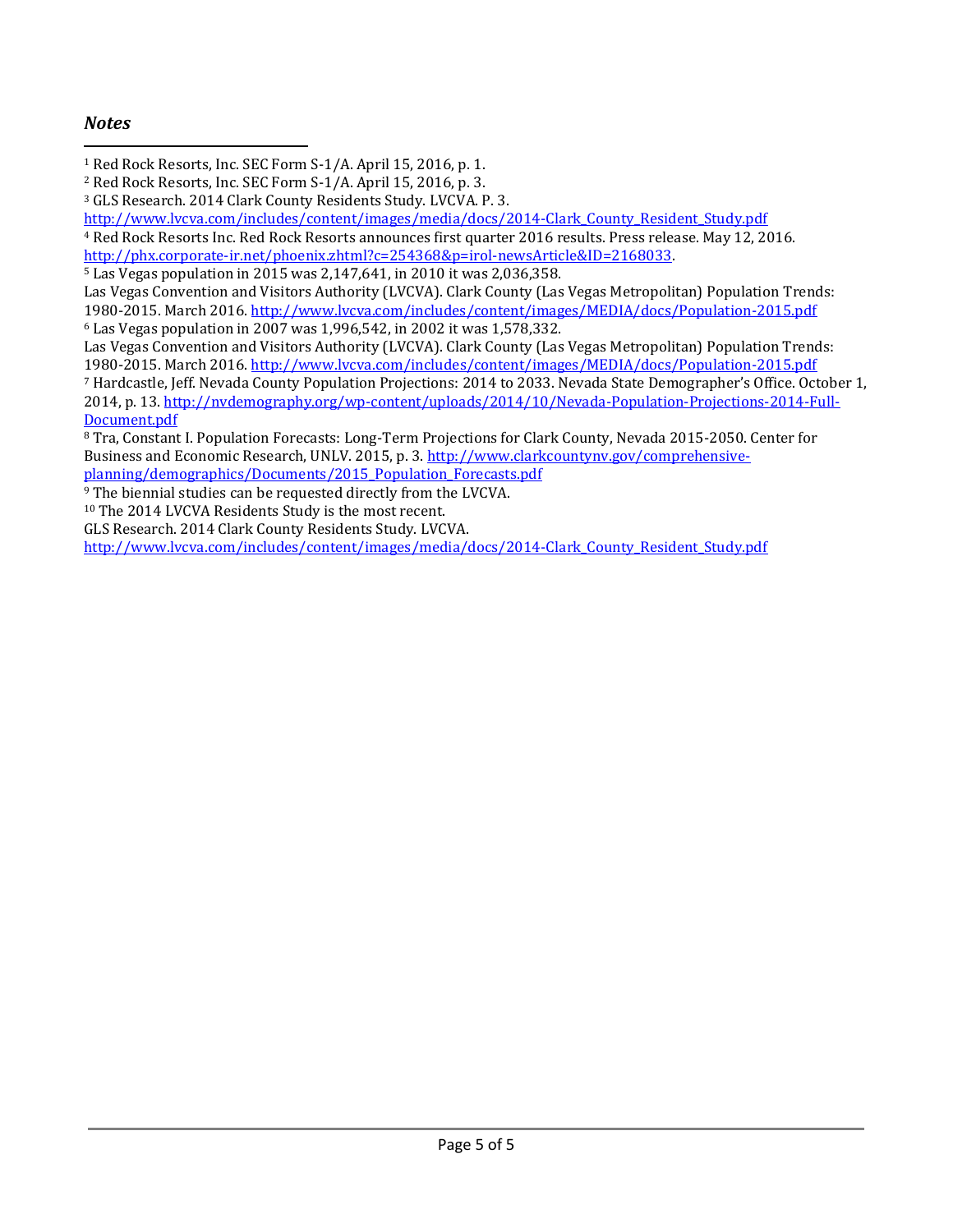***Notes***

---

[1] Red Rock Resorts, Inc. SEC Form S-1/A. April 15, 2016, p. 1.
[2] Red Rock Resorts, Inc. SEC Form S-1/A. April 15, 2016, p. 3.
[3] GLS Research. 2014 Clark County Residents Study. LVCVA. P. 3.
http://www.lvcva.com/includes/content/images/media/docs/2014-Clark_County_Resident_Study.pdf
[4] Red Rock Resorts Inc. Red Rock Resorts announces first quarter 2016 results. Press release. May 12, 2016.
http://phx.corporate-ir.net/phoenix.zhtml?c=254368&p=irol-newsArticle&ID=2168033.
[5] Las Vegas population in 2015 was 2,147,641, in 2010 it was 2,036,358.
Las Vegas Convention and Visitors Authority (LVCVA). Clark County (Las Vegas Metropolitan) Population Trends: 1980-2015. March 2016. http://www.lvcva.com/includes/content/images/MEDIA/docs/Population-2015.pdf
[6] Las Vegas population in 2007 was 1,996,542, in 2002 it was 1,578,332.
Las Vegas Convention and Visitors Authority (LVCVA). Clark County (Las Vegas Metropolitan) Population Trends: 1980-2015. March 2016. http://www.lvcva.com/includes/content/images/MEDIA/docs/Population-2015.pdf
[7] Hardcastle, Jeff. Nevada County Population Projections: 2014 to 2033. Nevada State Demographer's Office. October 1, 2014, p. 13. http://nvdemography.org/wp-content/uploads/2014/10/Nevada-Population-Projections-2014-Full-Document.pdf
[8] Tra, Constant I. Population Forecasts: Long-Term Projections for Clark County, Nevada 2015-2050. Center for Business and Economic Research, UNLV. 2015, p. 3. http://www.clarkcountynv.gov/comprehensive-planning/demographics/Documents/2015_Population_Forecasts.pdf
[9] The biennial studies can be requested directly from the LVCVA.
[10] The 2014 LVCVA Residents Study is the most recent.
GLS Research. 2014 Clark County Residents Study. LVCVA.
http://www.lvcva.com/includes/content/images/media/docs/2014-Clark_County_Resident_Study.pdf